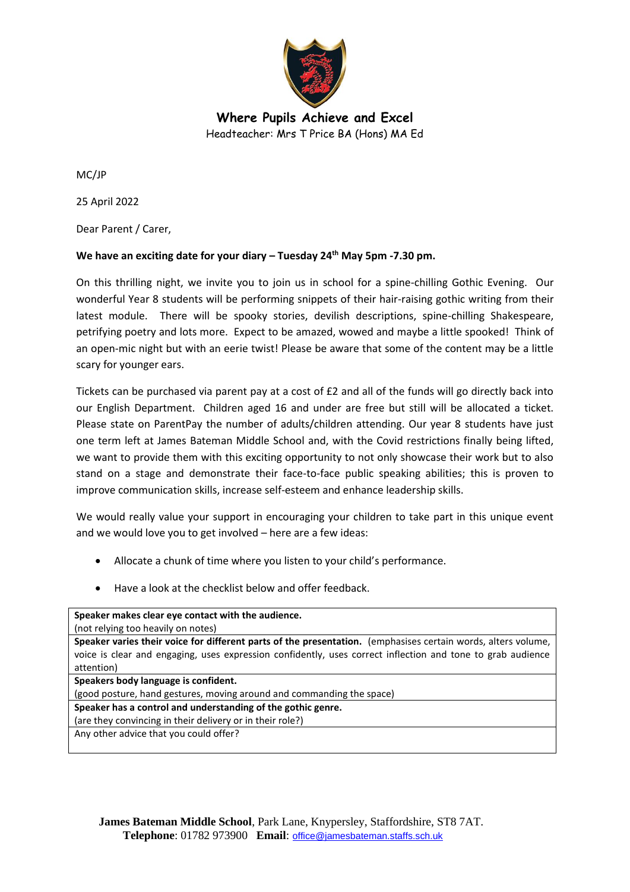**Where Pupils Achieve and Excel**
Headteacher: Mrs T Price BA (Hons) MA Ed

MC/JP

25 April 2022

Dear Parent / Carer,

**We have an exciting date for your diary – Tuesday 24th May 5pm -7.30 pm.**

On this thrilling night, we invite you to join us in school for a spine-chilling Gothic Evening. Our wonderful Year 8 students will be performing snippets of their hair-raising gothic writing from their latest module. There will be spooky stories, devilish descriptions, spine-chilling Shakespeare, petrifying poetry and lots more. Expect to be amazed, wowed and maybe a little spooked! Think of an open-mic night but with an eerie twist! Please be aware that some of the content may be a little scary for younger ears.

Tickets can be purchased via parent pay at a cost of £2 and all of the funds will go directly back into our English Department. Children aged 16 and under are free but still will be allocated a ticket. Please state on ParentPay the number of adults/children attending. Our year 8 students have just one term left at James Bateman Middle School and, with the Covid restrictions finally being lifted, we want to provide them with this exciting opportunity to not only showcase their work but to also stand on a stage and demonstrate their face-to-face public speaking abilities; this is proven to improve communication skills, increase self-esteem and enhance leadership skills.

We would really value your support in encouraging your children to take part in this unique event and we would love you to get involved – here are a few ideas:

- Allocate a chunk of time where you listen to your child's performance.
- Have a look at the checklist below and offer feedback.

| Checklist |
| --- |
| **Speaker makes clear eye contact with the audience.** (not relying too heavily on notes) |
| **Speaker varies their voice for different parts of the presentation.** (emphasises certain words, alters volume, voice is clear and engaging, uses expression confidently, uses correct inflection and tone to grab audience attention) |
| **Speakers body language is confident.** (good posture, hand gestures, moving around and commanding the space) |
| **Speaker has a control and understanding of the gothic genre.** (are they convincing in their delivery or in their role?) |
| Any other advice that you could offer? |

**James Bateman Middle School**, Park Lane, Knypersley, Staffordshire, ST8 7AT.
**Telephone**: 01782 973900 **Email**: office@jamesbateman.staffs.sch.uk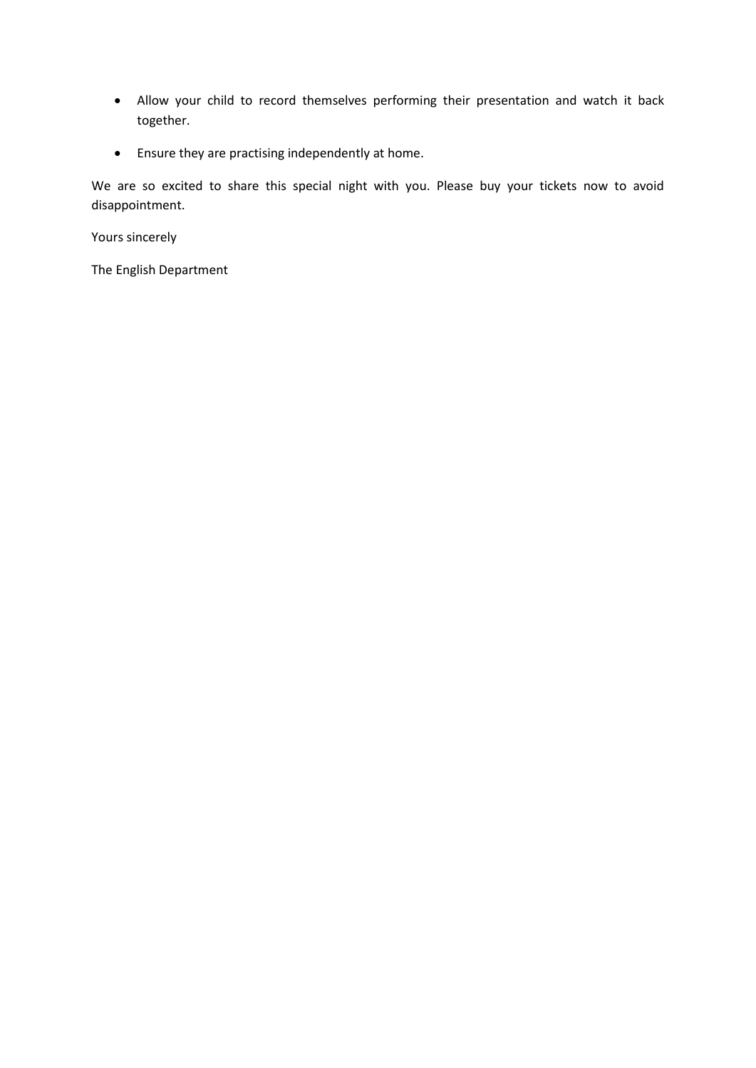- Allow your child to record themselves performing their presentation and watch it back together.
- Ensure they are practising independently at home.

We are so excited to share this special night with you. Please buy your tickets now to avoid disappointment.

Yours sincerely

The English Department